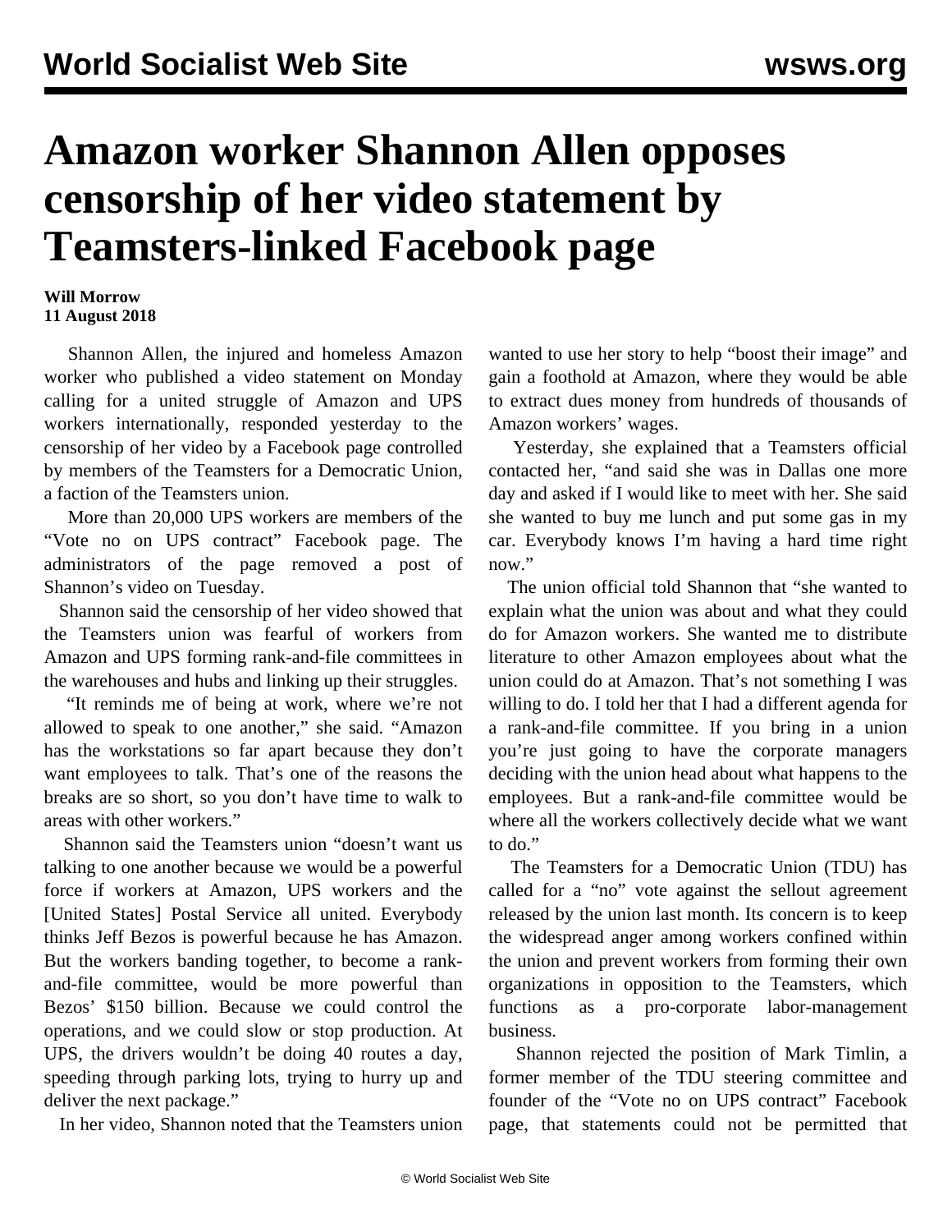# Amazon worker Shannon Allen opposes censorship of her video statement by Teamsters-linked Facebook page

**Will Morrow**
**11 August 2018**

Shannon Allen, the injured and homeless Amazon worker who published a video statement on Monday calling for a united struggle of Amazon and UPS workers internationally, responded yesterday to the censorship of her video by a Facebook page controlled by members of the Teamsters for a Democratic Union, a faction of the Teamsters union.

More than 20,000 UPS workers are members of the "Vote no on UPS contract" Facebook page. The administrators of the page removed a post of Shannon's video on Tuesday.

Shannon said the censorship of her video showed that the Teamsters union was fearful of workers from Amazon and UPS forming rank-and-file committees in the warehouses and hubs and linking up their struggles.

"It reminds me of being at work, where we're not allowed to speak to one another," she said. "Amazon has the workstations so far apart because they don't want employees to talk. That's one of the reasons the breaks are so short, so you don't have time to walk to areas with other workers."

Shannon said the Teamsters union "doesn't want us talking to one another because we would be a powerful force if workers at Amazon, UPS workers and the [United States] Postal Service all united. Everybody thinks Jeff Bezos is powerful because he has Amazon. But the workers banding together, to become a rank-and-file committee, would be more powerful than Bezos' $150 billion. Because we could control the operations, and we could slow or stop production. At UPS, the drivers wouldn't be doing 40 routes a day, speeding through parking lots, trying to hurry up and deliver the next package."

In her video, Shannon noted that the Teamsters union wanted to use her story to help "boost their image" and gain a foothold at Amazon, where they would be able to extract dues money from hundreds of thousands of Amazon workers' wages.

Yesterday, she explained that a Teamsters official contacted her, "and said she was in Dallas one more day and asked if I would like to meet with her. She said she wanted to buy me lunch and put some gas in my car. Everybody knows I'm having a hard time right now."

The union official told Shannon that "she wanted to explain what the union was about and what they could do for Amazon workers. She wanted me to distribute literature to other Amazon employees about what the union could do at Amazon. That's not something I was willing to do. I told her that I had a different agenda for a rank-and-file committee. If you bring in a union you're just going to have the corporate managers deciding with the union head about what happens to the employees. But a rank-and-file committee would be where all the workers collectively decide what we want to do."

The Teamsters for a Democratic Union (TDU) has called for a "no" vote against the sellout agreement released by the union last month. Its concern is to keep the widespread anger among workers confined within the union and prevent workers from forming their own organizations in opposition to the Teamsters, which functions as a pro-corporate labor-management business.

Shannon rejected the position of Mark Timlin, a former member of the TDU steering committee and founder of the "Vote no on UPS contract" Facebook page, that statements could not be permitted that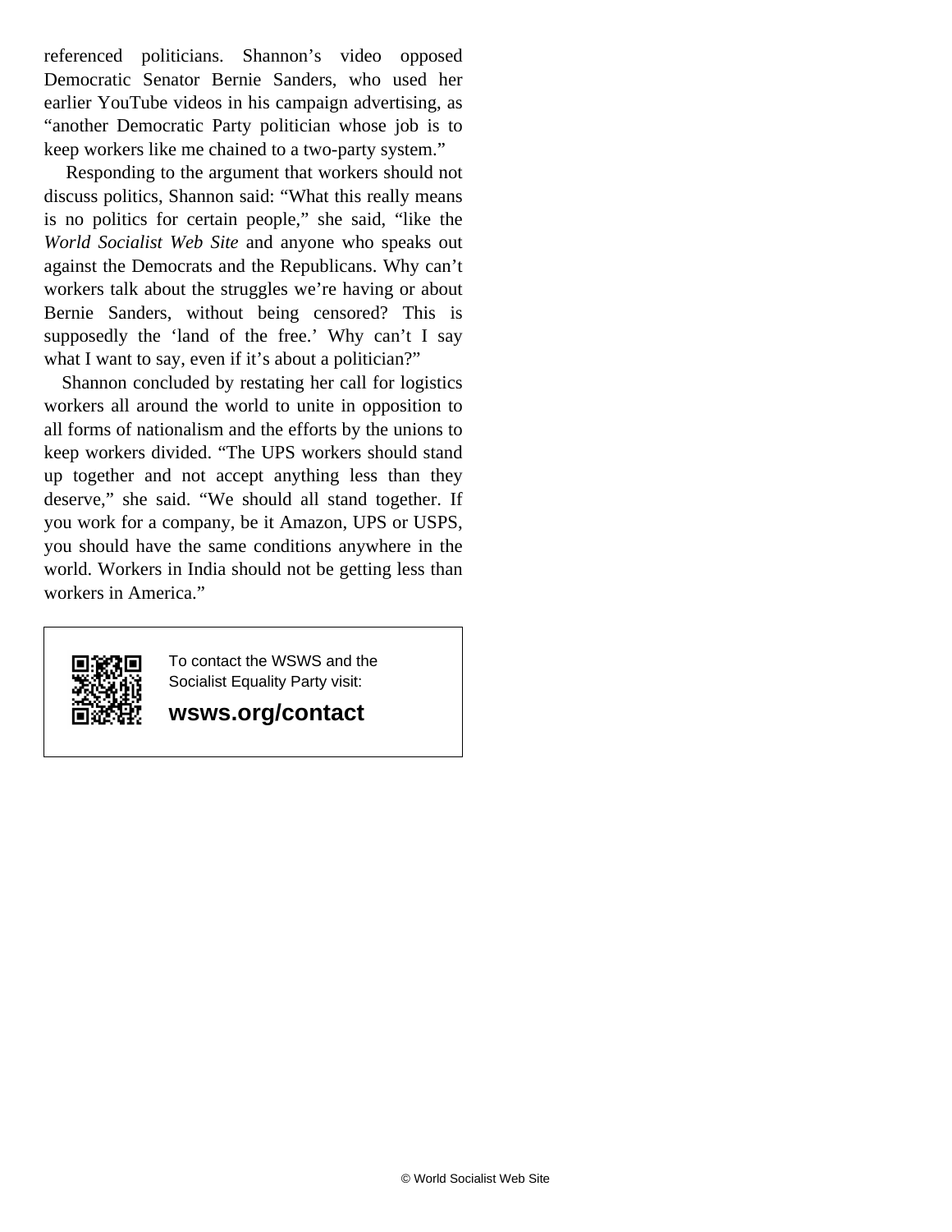referenced politicians. Shannon's video opposed Democratic Senator Bernie Sanders, who used her earlier YouTube videos in his campaign advertising, as "another Democratic Party politician whose job is to keep workers like me chained to a two-party system."

Responding to the argument that workers should not discuss politics, Shannon said: "What this really means is no politics for certain people," she said, "like the *World Socialist Web Site* and anyone who speaks out against the Democrats and the Republicans. Why can't workers talk about the struggles we're having or about Bernie Sanders, without being censored? This is supposedly the 'land of the free.' Why can't I say what I want to say, even if it's about a politician?"

Shannon concluded by restating her call for logistics workers all around the world to unite in opposition to all forms of nationalism and the efforts by the unions to keep workers divided. "The UPS workers should stand up together and not accept anything less than they deserve," she said. "We should all stand together. If you work for a company, be it Amazon, UPS or USPS, you should have the same conditions anywhere in the world. Workers in India should not be getting less than workers in America."

To contact the WSWS and the Socialist Equality Party visit:

**wsws.org/contact**